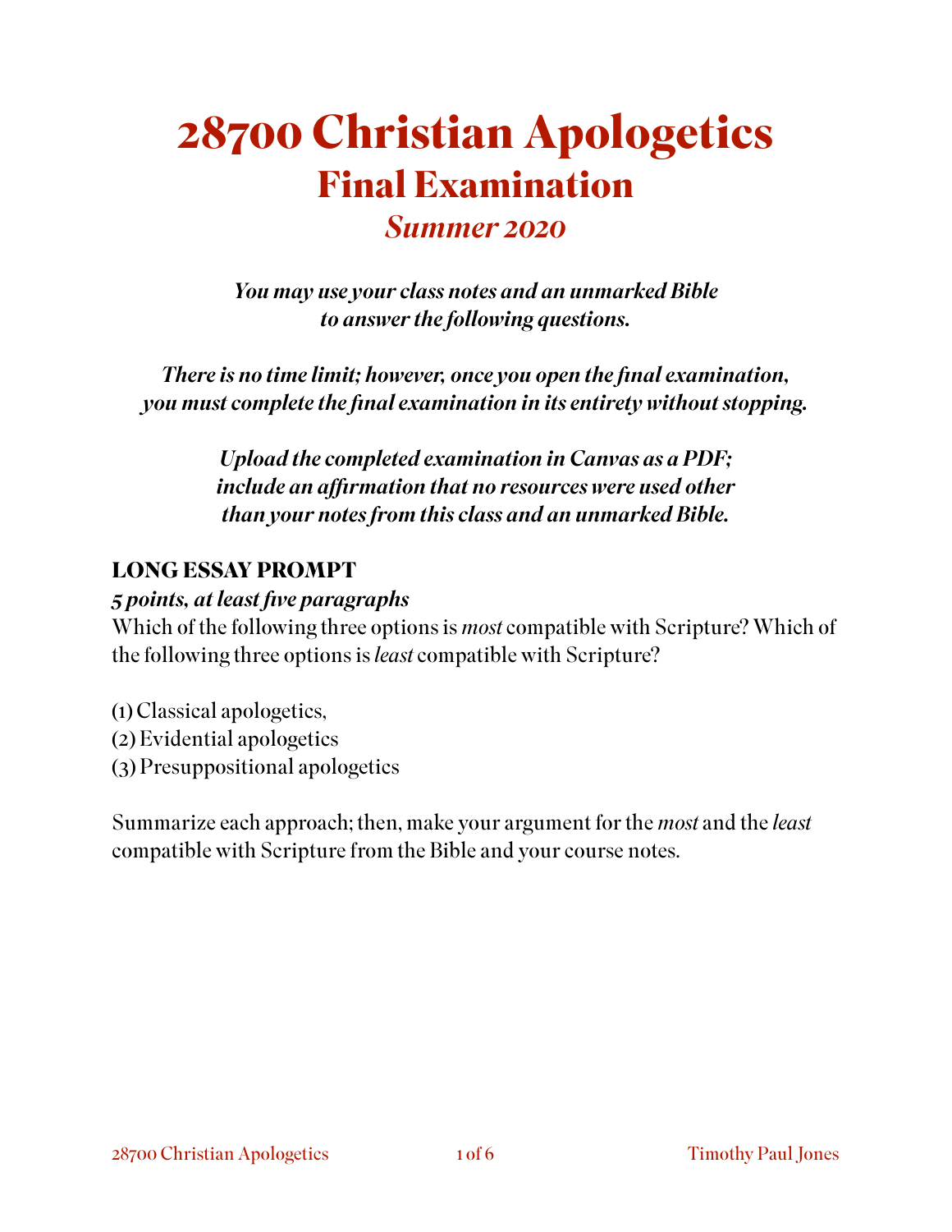# 28700 Christian Apologetics

## Final Examination

### *Summer 2020*

***You may use your class notes and an unmarked Bible to answer the following questions.***

***There is no time limit; however, once you open the final examination, you must complete the final examination in its entirety without stopping.***

***Upload the completed examination in Canvas as a PDF; include an affirmation that no resources were used other than your notes from this class and an unmarked Bible.***

**LONG ESSAY PROMPT**

***5 points, at least five paragraphs***

Which of the following three options is *most* compatible with Scripture? Which of the following three options is *least* compatible with Scripture?

(1) Classical apologetics,
(2) Evidential apologetics
(3) Presuppositional apologetics

Summarize each approach; then, make your argument for the *most* and the *least* compatible with Scripture from the Bible and your course notes.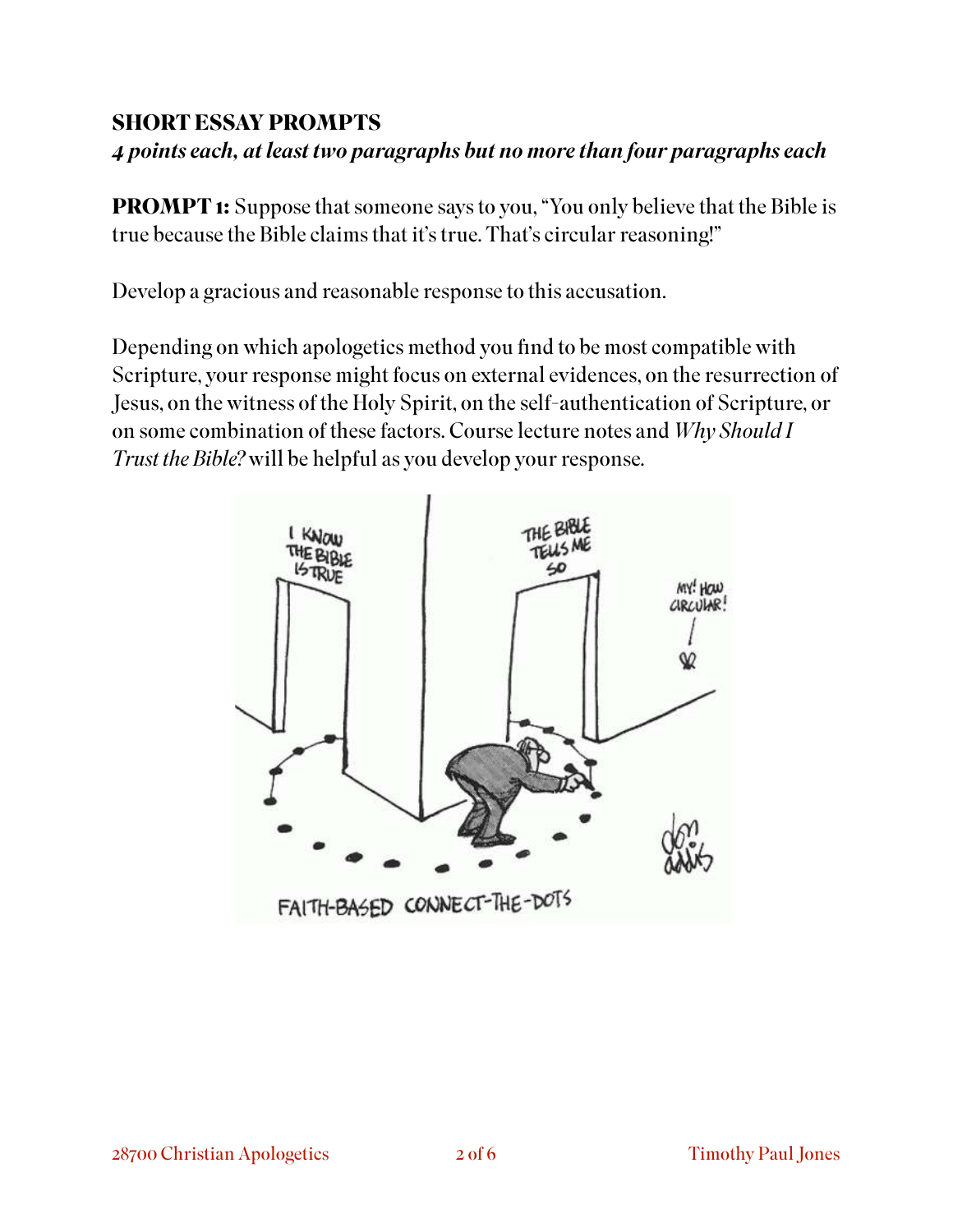**SHORT ESSAY PROMPTS**

***4 points each, at least two paragraphs but no more than four paragraphs each***

**PROMPT 1:** Suppose that someone says to you, "You only believe that the Bible is true because the Bible claims that it's true. That's circular reasoning!"

Develop a gracious and reasonable response to this accusation.

Depending on which apologetics method you find to be most compatible with Scripture, your response might focus on external evidences, on the resurrection of Jesus, on the witness of the Holy Spirit, on the self-authentication of Scripture, or on some combination of these factors. Course lecture notes and *Why Should I Trust the Bible?* will be helpful as you develop your response.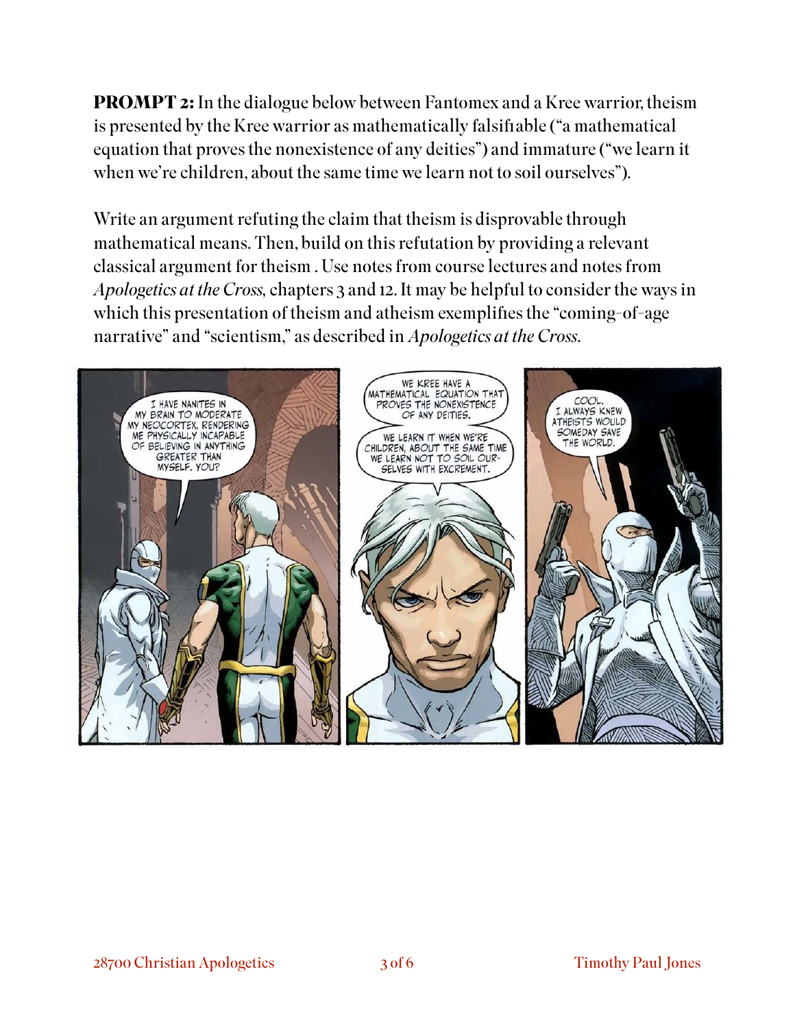**PROMPT 2:** In the dialogue below between Fantomex and a Kree warrior, theism is presented by the Kree warrior as mathematically falsifiable ("a mathematical equation that proves the nonexistence of any deities") and immature ("we learn it when we're children, about the same time we learn not to soil ourselves").

Write an argument refuting the claim that theism is disprovable through mathematical means. Then, build on this refutation by providing a relevant classical argument for theism . Use notes from course lectures and notes from *Apologetics at the Cross,* chapters 3 and 12. It may be helpful to consider the ways in which this presentation of theism and atheism exemplifies the "coming-of-age narrative" and "scientism," as described in *Apologetics at the Cross.*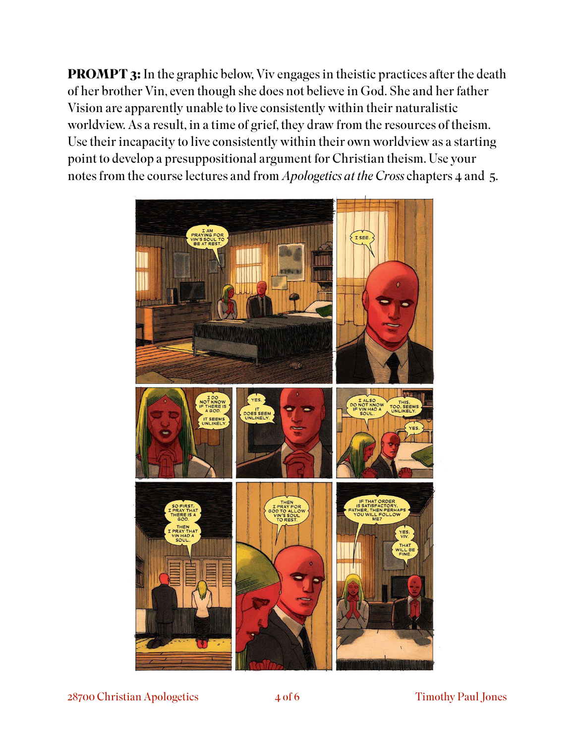**PROMPT 3:** In the graphic below, Viv engages in theistic practices after the death of her brother Vin, even though she does not believe in God. She and her father Vision are apparently unable to live consistently within their naturalistic worldview. As a result, in a time of grief, they draw from the resources of theism. Use their incapacity to live consistently within their own worldview as a starting point to develop a presuppositional argument for Christian theism. Use your notes from the course lectures and from *Apologetics at the Cross* chapters 4 and 5.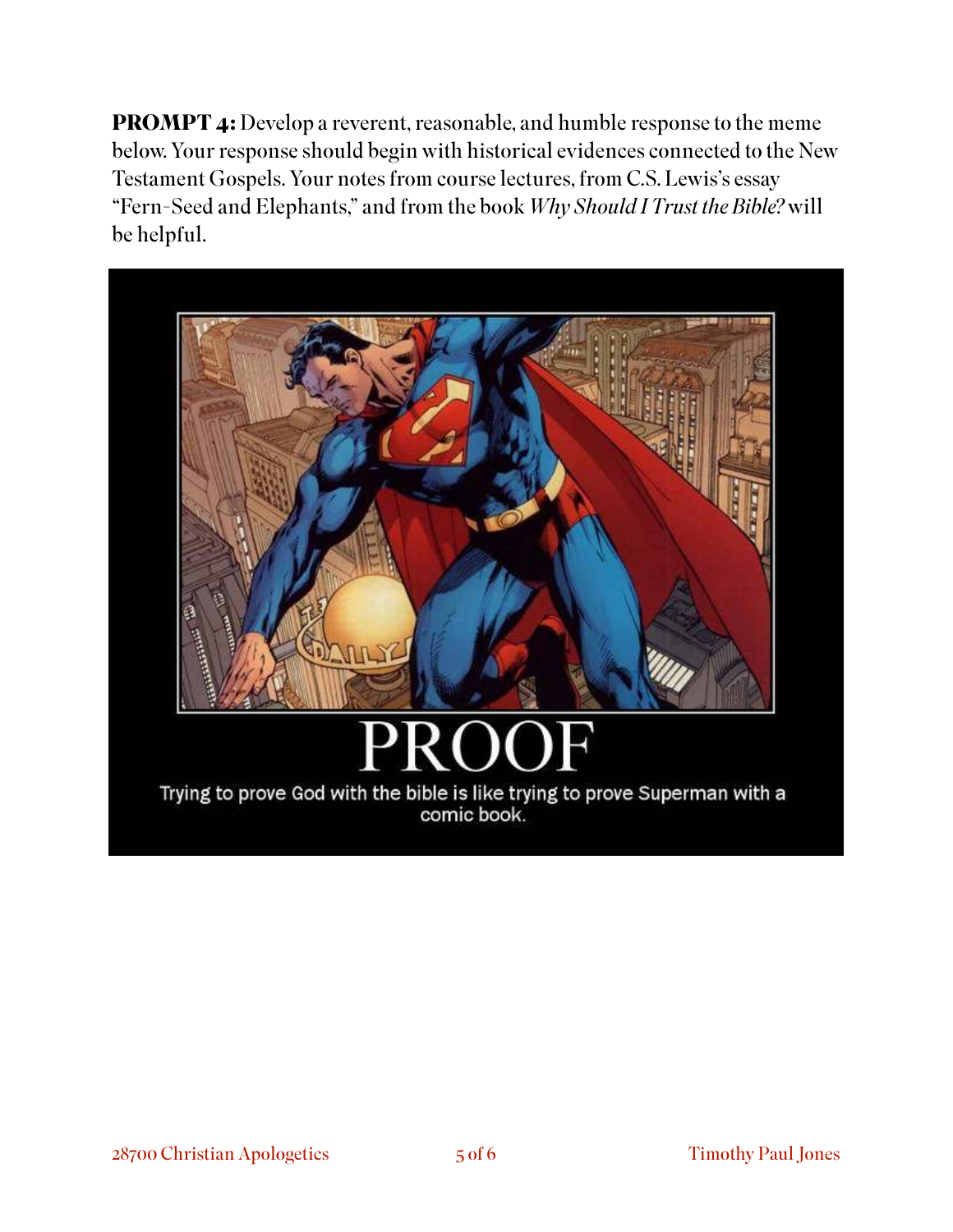**PROMPT 4:** Develop a reverent, reasonable, and humble response to the meme below. Your response should begin with historical evidences connected to the New Testament Gospels. Your notes from course lectures, from C.S. Lewis's essay "Fern-Seed and Elephants," and from the book *Why Should I Trust the Bible?* will be helpful.

PROOF

Trying to prove God with the bible is like trying to prove Superman with a comic book.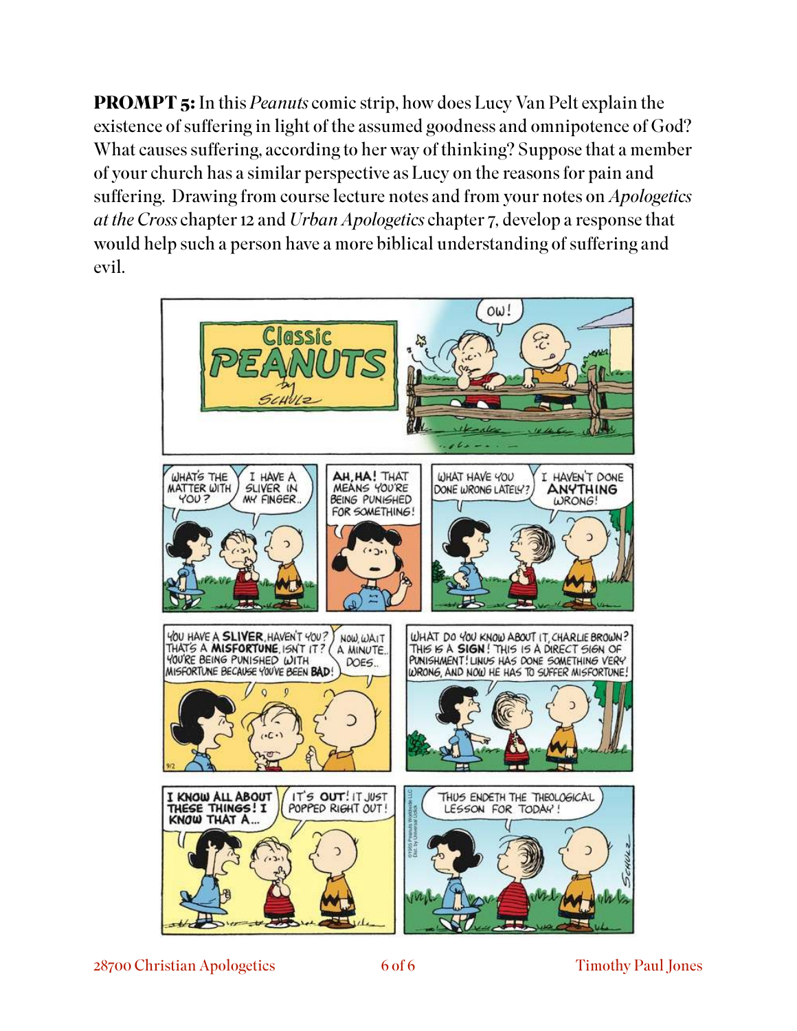**PROMPT 5:** In this *Peanuts* comic strip, how does Lucy Van Pelt explain the existence of suffering in light of the assumed goodness and omnipotence of God? What causes suffering, according to her way of thinking? Suppose that a member of your church has a similar perspective as Lucy on the reasons for pain and suffering. Drawing from course lecture notes and from your notes on *Apologetics at the Cross* chapter 12 and *Urban Apologetics* chapter 7, develop a response that would help such a person have a more biblical understanding of suffering and evil.